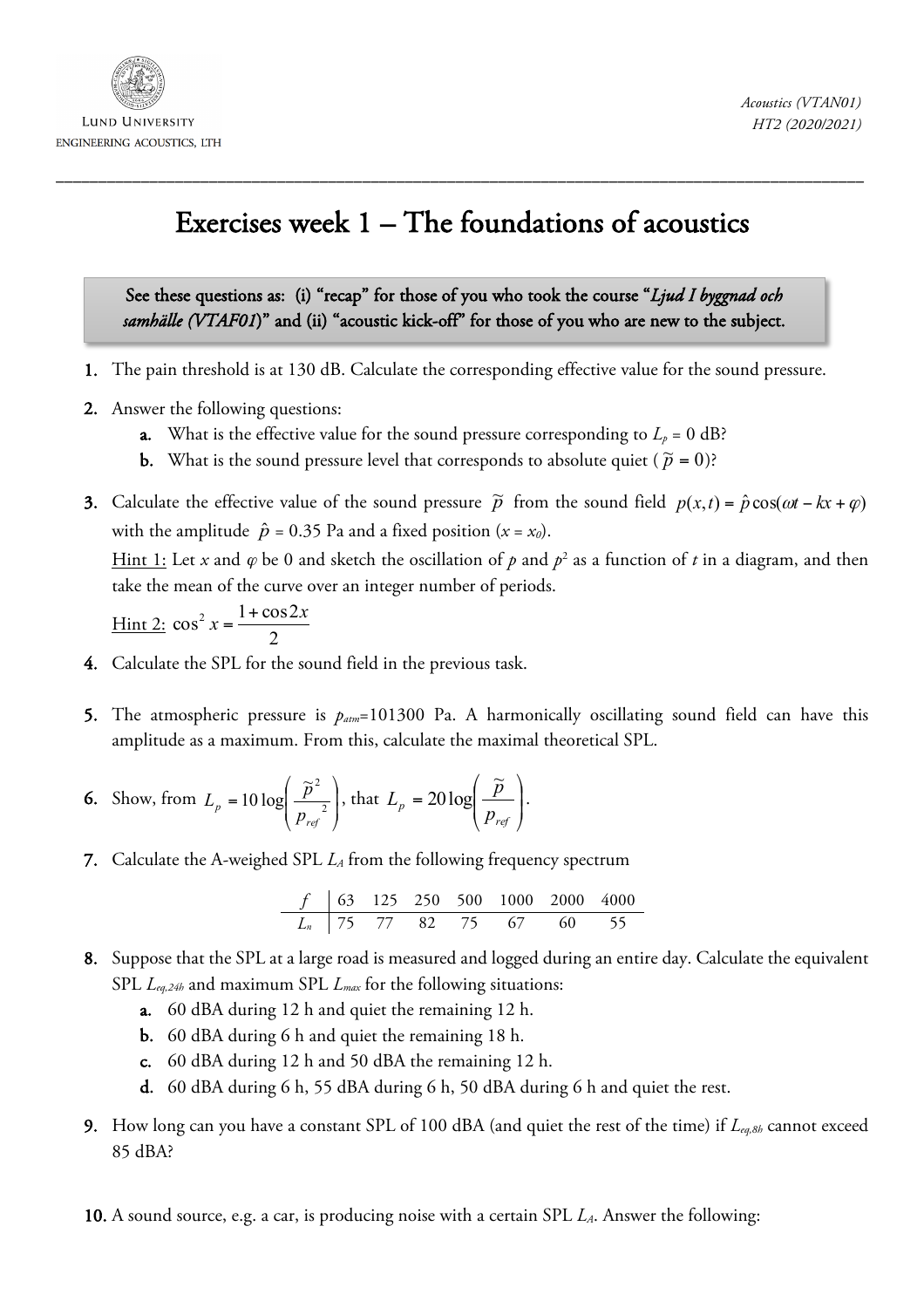LUND UNIVERSITY
ENGINEERING ACOUSTICS, LTH

*Acoustics (VTAN01)*
*HT2 (2020/2021)*

# Exercises week 1 – The foundations of acoustics

> See these questions as: (i) "recap" for those of you who took the course "*Ljud I byggnad och samhälle (VTAF01)*" and (ii) "acoustic kick-off" for those of you who are new to the subject.

1. The pain threshold is at 130 dB. Calculate the corresponding effective value for the sound pressure.

2. Answer the following questions:
   a. What is the effective value for the sound pressure corresponding to $L_p$ = 0 dB?
   b. What is the sound pressure level that corresponds to absolute quiet ($\tilde{p} = 0$)?

3. Calculate the effective value of the sound pressure $\tilde{p}$ from the sound field $p(x,t) = \hat{p}\cos(\omega t - kx + \varphi)$ with the amplitude $\hat{p}$ = 0.35 Pa and a fixed position ($x = x_0$).
   Hint 1: Let $x$ and $\varphi$ be 0 and sketch the oscillation of $p$ and $p^2$ as a function of $t$ in a diagram, and then take the mean of the curve over an integer number of periods.
   Hint 2: $\cos^2 x = \dfrac{1+\cos 2x}{2}$

4. Calculate the SPL for the sound field in the previous task.

5. The atmospheric pressure is $p_{atm}$=101300 Pa. A harmonically oscillating sound field can have this amplitude as a maximum. From this, calculate the maximal theoretical SPL.

6. Show, from $L_p = 10\log\left(\dfrac{\tilde{p}^2}{p_{ref}^{\;2}}\right)$, that $L_p = 20\log\left(\dfrac{\tilde{p}}{p_{ref}}\right)$.

7. Calculate the A-weighed SPL $L_A$ from the following frequency spectrum

| $f$ | 63 | 125 | 250 | 500 | 1000 | 2000 | 4000 |
|---|---|---|---|---|---|---|---|
| $L_n$ | 75 | 77 | 82 | 75 | 67 | 60 | 55 |

8. Suppose that the SPL at a large road is measured and logged during an entire day. Calculate the equivalent SPL $L_{eq,24h}$ and maximum SPL $L_{max}$ for the following situations:
   a. 60 dBA during 12 h and quiet the remaining 12 h.
   b. 60 dBA during 6 h and quiet the remaining 18 h.
   c. 60 dBA during 12 h and 50 dBA the remaining 12 h.
   d. 60 dBA during 6 h, 55 dBA during 6 h, 50 dBA during 6 h and quiet the rest.

9. How long can you have a constant SPL of 100 dBA (and quiet the rest of the time) if $L_{eq,8h}$ cannot exceed 85 dBA?

10. A sound source, e.g. a car, is producing noise with a certain SPL $L_A$. Answer the following: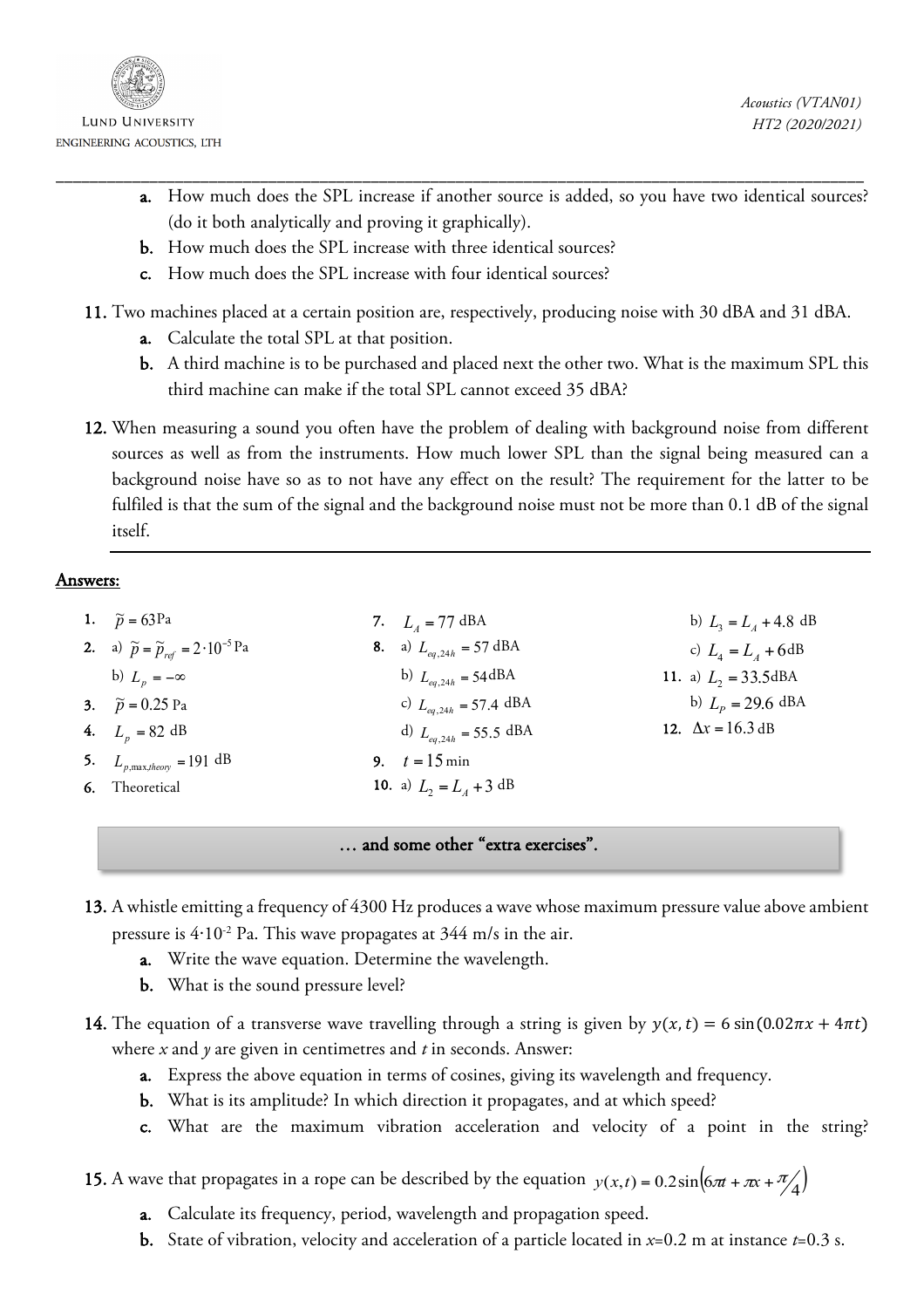a. How much does the SPL increase if another source is added, so you have two identical sources? (do it both analytically and proving it graphically).
b. How much does the SPL increase with three identical sources?
c. How much does the SPL increase with four identical sources?

11. Two machines placed at a certain position are, respectively, producing noise with 30 dBA and 31 dBA.
    a. Calculate the total SPL at that position.
    b. A third machine is to be purchased and placed next the other two. What is the maximum SPL this third machine can make if the total SPL cannot exceed 35 dBA?

12. When measuring a sound you often have the problem of dealing with background noise from different sources as well as from the instruments. How much lower SPL than the signal being measured can a background noise have so as to not have any effect on the result? The requirement for the latter to be fulfiled is that the sum of the signal and the background noise must not be more than 0.1 dB of the signal itself.

---

## Answers:

1. $\tilde{p} = 63 \text{Pa}$
2. a) $\tilde{p} = \tilde{p}_{ref} = 2 \cdot 10^{-5}$ Pa
   b) $L_p = -\infty$
3. $\tilde{p} = 0.25$ Pa
4. $L_p = 82$ dB
5. $L_{p,\max,theory} = 191$ dB
6. Theoretical
7. $L_A = 77$ dBA
8. a) $L_{eq,24h} = 57$ dBA
   b) $L_{eq,24h} = 54$dBA
   c) $L_{eq,24h} = 57.4$ dBA
   d) $L_{eq,24h} = 55.5$ dBA
9. $t = 15$ min
10. a) $L_2 = L_A + 3$ dB
    b) $L_3 = L_A + 4.8$ dB
    c) $L_4 = L_A + 6$dB
11. a) $L_2 = 33.5$dBA
    b) $L_P = 29.6$ dBA
12. $\Delta x = 16.3$ dB

**… and some other "extra exercises".**

13. A whistle emitting a frequency of 4300 Hz produces a wave whose maximum pressure value above ambient pressure is $4 \cdot 10^{-2}$ Pa. This wave propagates at 344 m/s in the air.
    a. Write the wave equation. Determine the wavelength.
    b. What is the sound pressure level?

14. The equation of a transverse wave travelling through a string is given by $y(x,t) = 6\sin(0.02\pi x + 4\pi t)$ where *x* and *y* are given in centimetres and *t* in seconds. Answer:
    a. Express the above equation in terms of cosines, giving its wavelength and frequency.
    b. What is its amplitude? In which direction it propagates, and at which speed?
    c. What are the maximum vibration acceleration and velocity of a point in the string?

15. A wave that propagates in a rope can be described by the equation $y(x,t) = 0.2\sin\left(6\pi t + \pi x + \pi/4\right)$
    a. Calculate its frequency, period, wavelength and propagation speed.
    b. State of vibration, velocity and acceleration of a particle located in $x$=0.2 m at instance $t$=0.3 s.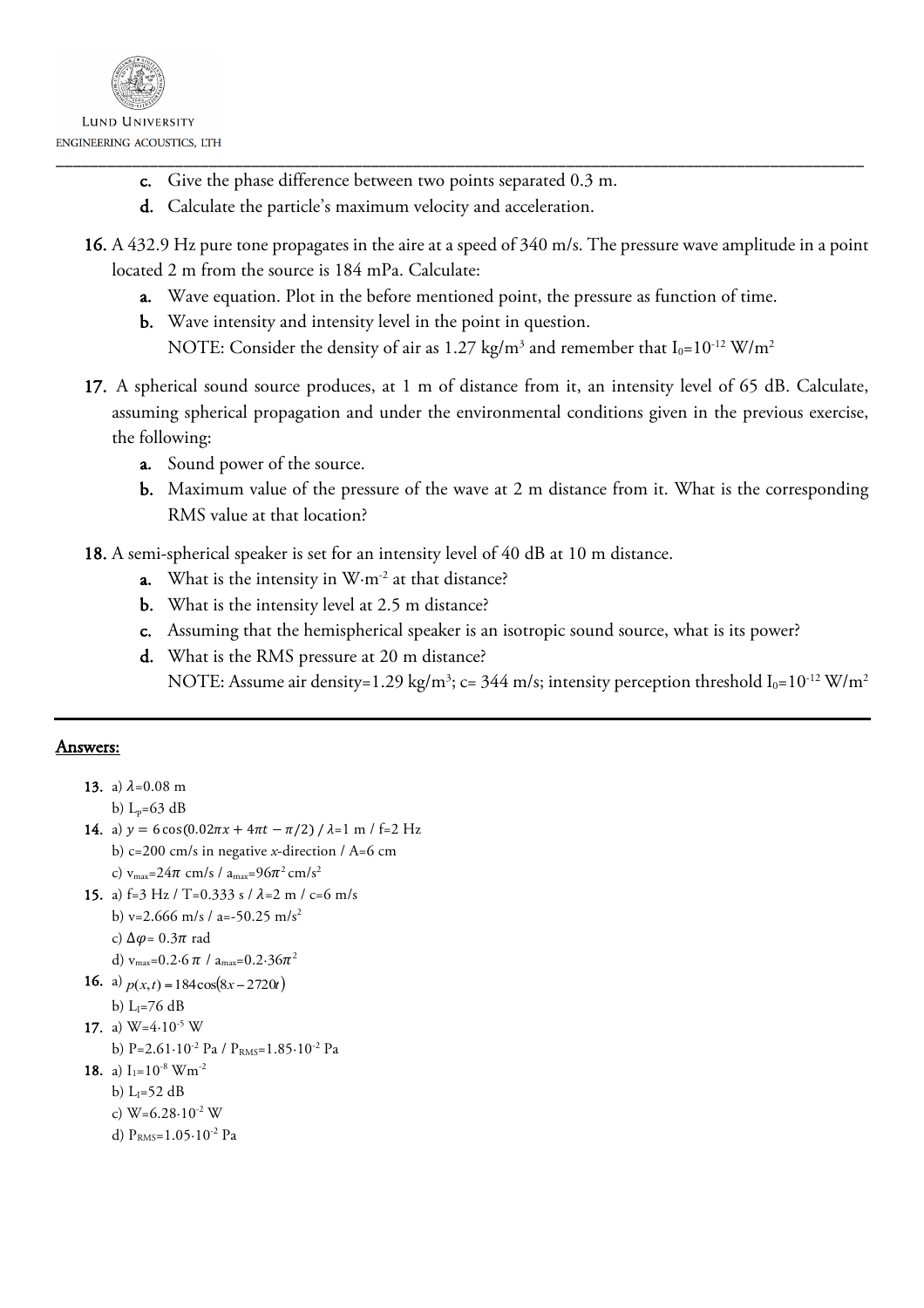c. Give the phase difference between two points separated 0.3 m.
d. Calculate the particle's maximum velocity and acceleration.

16. A 432.9 Hz pure tone propagates in the aire at a speed of 340 m/s. The pressure wave amplitude in a point located 2 m from the source is 184 mPa. Calculate:
    a. Wave equation. Plot in the before mentioned point, the pressure as function of time.
    b. Wave intensity and intensity level in the point in question.
    NOTE: Consider the density of air as 1.27 kg/m$^3$ and remember that $I_0$=$10^{-12}$ W/m$^2$

17. A spherical sound source produces, at 1 m of distance from it, an intensity level of 65 dB. Calculate, assuming spherical propagation and under the environmental conditions given in the previous exercise, the following:
    a. Sound power of the source.
    b. Maximum value of the pressure of the wave at 2 m distance from it. What is the corresponding RMS value at that location?

18. A semi-spherical speaker is set for an intensity level of 40 dB at 10 m distance.
    a. What is the intensity in W·m$^{-2}$ at that distance?
    b. What is the intensity level at 2.5 m distance?
    c. Assuming that the hemispherical speaker is an isotropic sound source, what is its power?
    d. What is the RMS pressure at 20 m distance?
    NOTE: Assume air density=1.29 kg/m$^3$; c= 344 m/s; intensity perception threshold $I_0$=$10^{-12}$ W/m$^2$

---

## Answers:

13. a) $\lambda$=0.08 m
    b) $L_p$=63 dB
14. a) $y = 6\cos(0.02\pi x + 4\pi t - \pi/2)$ / $\lambda$=1 m / f=2 Hz
    b) c=200 cm/s in negative *x*-direction / A=6 cm
    c) $v_{max}$=24$\pi$ cm/s / $a_{max}$=96$\pi^2$ cm/s$^2$
15. a) f=3 Hz / T=0.333 s / $\lambda$=2 m / c=6 m/s
    b) v=2.666 m/s / a=-50.25 m/s$^2$
    c) $\Delta\varphi$= 0.3$\pi$ rad
    d) $v_{max}$=0.2·6$\pi$ / $a_{max}$=0.2·36$\pi^2$
16. a) $p(x,t) = 184\cos(8x - 2720t)$
    b) $L_I$=76 dB
17. a) W=4·$10^{-5}$ W
    b) P=2.61·$10^{-2}$ Pa / $P_{RMS}$=1.85·$10^{-2}$ Pa
18. a) $I_1$=$10^{-8}$ Wm$^{-2}$
    b) $L_I$=52 dB
    c) W=6.28·$10^{-2}$ W
    d) $P_{RMS}$=1.05·$10^{-2}$ Pa